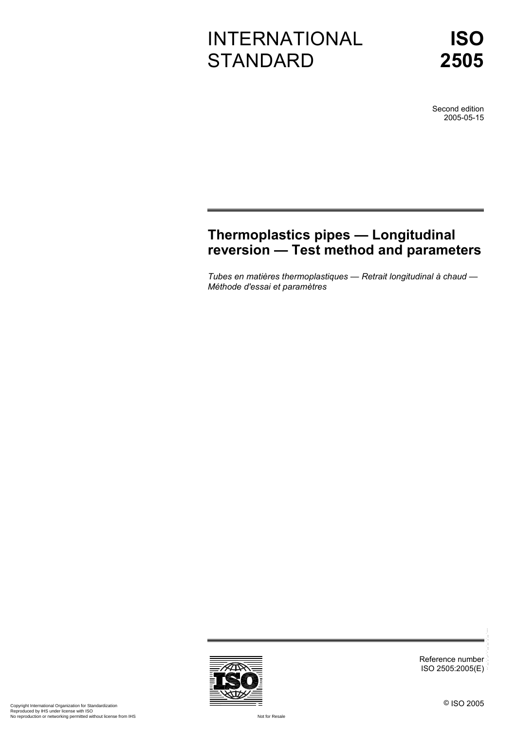# INTERNATIONAL STANDARD

# ISO 2505

Second edition
2005-05-15

## Thermoplastics pipes — Longitudinal reversion — Test method and parameters

*Tubes en matières thermoplastiques — Retrait longitudinal à chaud — Méthode d'essai et paramètres*

Reference number
ISO 2505:2005(E)

© ISO 2005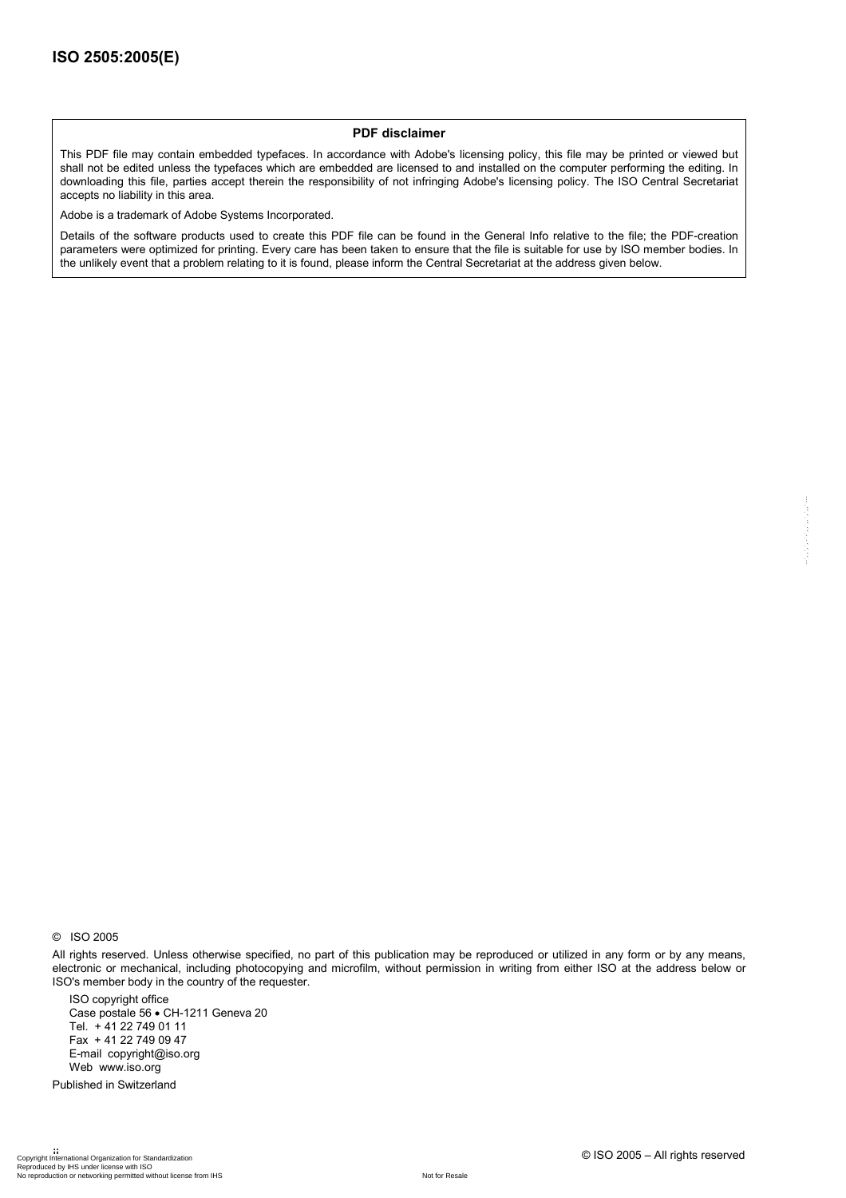**PDF disclaimer**

This PDF file may contain embedded typefaces. In accordance with Adobe's licensing policy, this file may be printed or viewed but shall not be edited unless the typefaces which are embedded are licensed to and installed on the computer performing the editing. In downloading this file, parties accept therein the responsibility of not infringing Adobe's licensing policy. The ISO Central Secretariat accepts no liability in this area.

Adobe is a trademark of Adobe Systems Incorporated.

Details of the software products used to create this PDF file can be found in the General Info relative to the file; the PDF-creation parameters were optimized for printing. Every care has been taken to ensure that the file is suitable for use by ISO member bodies. In the unlikely event that a problem relating to it is found, please inform the Central Secretariat at the address given below.

© ISO 2005

All rights reserved. Unless otherwise specified, no part of this publication may be reproduced or utilized in any form or by any means, electronic or mechanical, including photocopying and microfilm, without permission in writing from either ISO at the address below or ISO's member body in the country of the requester.

ISO copyright office
Case postale 56 • CH-1211 Geneva 20
Tel. + 41 22 749 01 11
Fax + 41 22 749 09 47
E-mail copyright@iso.org
Web www.iso.org

Published in Switzerland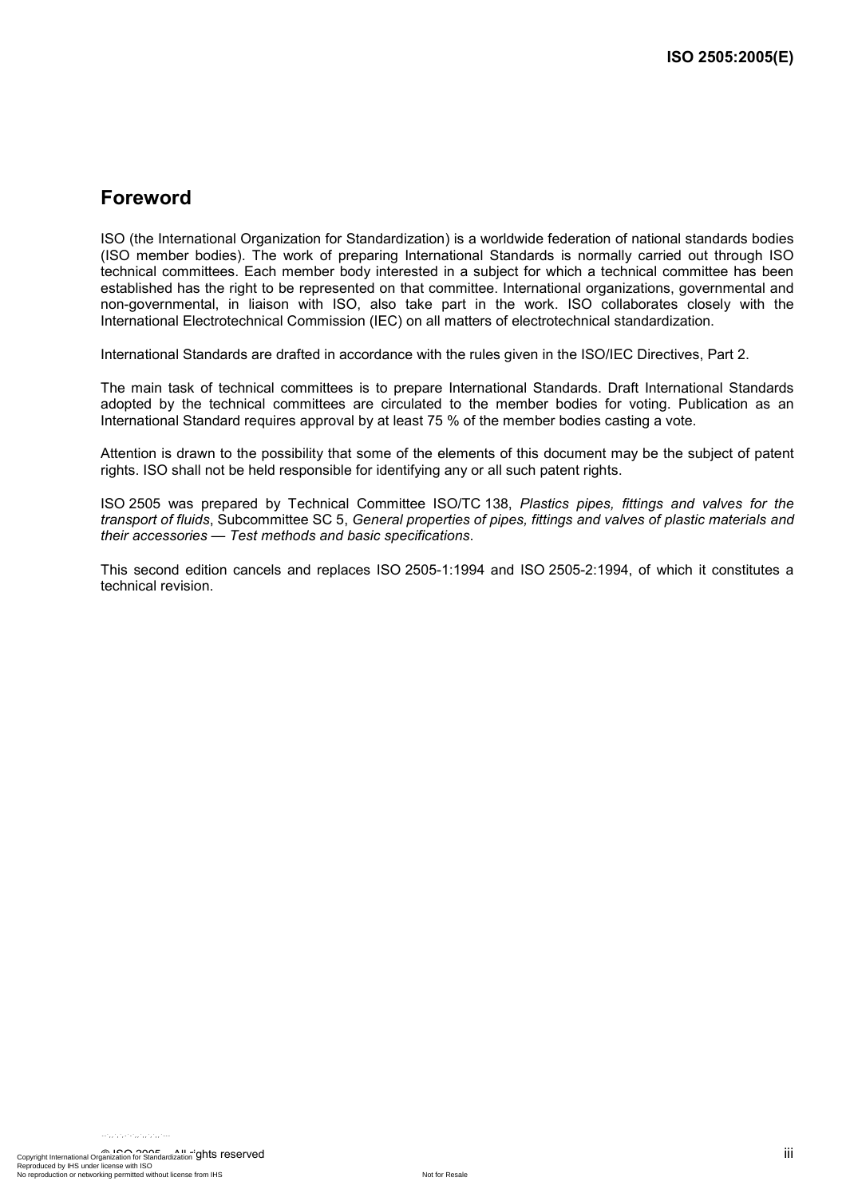## Foreword

ISO (the International Organization for Standardization) is a worldwide federation of national standards bodies (ISO member bodies). The work of preparing International Standards is normally carried out through ISO technical committees. Each member body interested in a subject for which a technical committee has been established has the right to be represented on that committee. International organizations, governmental and non-governmental, in liaison with ISO, also take part in the work. ISO collaborates closely with the International Electrotechnical Commission (IEC) on all matters of electrotechnical standardization.

International Standards are drafted in accordance with the rules given in the ISO/IEC Directives, Part 2.

The main task of technical committees is to prepare International Standards. Draft International Standards adopted by the technical committees are circulated to the member bodies for voting. Publication as an International Standard requires approval by at least 75 % of the member bodies casting a vote.

Attention is drawn to the possibility that some of the elements of this document may be the subject of patent rights. ISO shall not be held responsible for identifying any or all such patent rights.

ISO 2505 was prepared by Technical Committee ISO/TC 138, *Plastics pipes, fittings and valves for the transport of fluids*, Subcommittee SC 5, *General properties of pipes, fittings and valves of plastic materials and their accessories — Test methods and basic specifications*.

This second edition cancels and replaces ISO 2505-1:1994 and ISO 2505-2:1994, of which it constitutes a technical revision.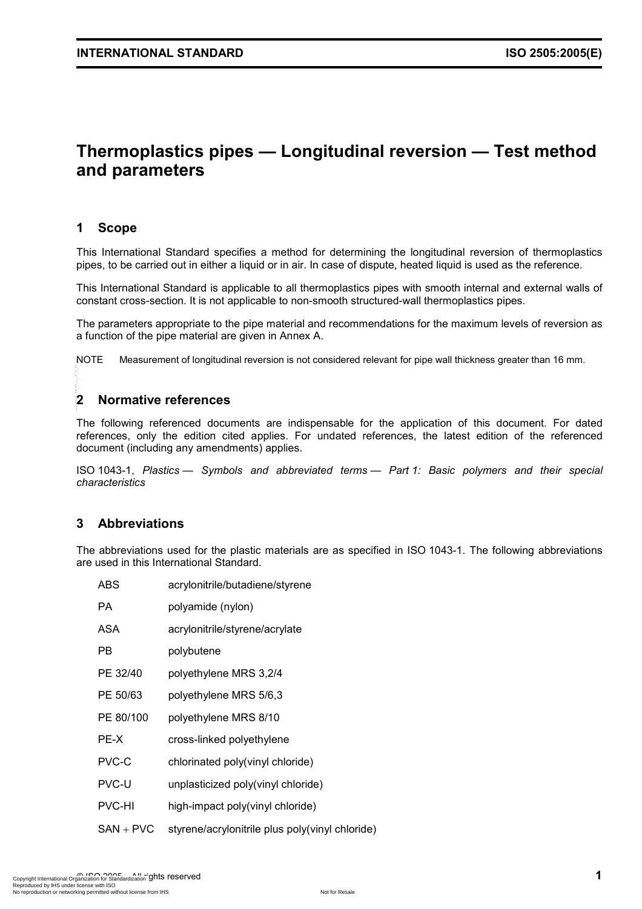# Thermoplastics pipes — Longitudinal reversion — Test method and parameters

## 1 Scope

This International Standard specifies a method for determining the longitudinal reversion of thermoplastics pipes, to be carried out in either a liquid or in air. In case of dispute, heated liquid is used as the reference.

This International Standard is applicable to all thermoplastics pipes with smooth internal and external walls of constant cross-section. It is not applicable to non-smooth structured-wall thermoplastics pipes.

The parameters appropriate to the pipe material and recommendations for the maximum levels of reversion as a function of the pipe material are given in Annex A.

NOTE Measurement of longitudinal reversion is not considered relevant for pipe wall thickness greater than 16 mm.

## 2 Normative references

The following referenced documents are indispensable for the application of this document. For dated references, only the edition cited applies. For undated references, the latest edition of the referenced document (including any amendments) applies.

ISO 1043-1, *Plastics — Symbols and abbreviated terms — Part 1: Basic polymers and their special characteristics*

## 3 Abbreviations

The abbreviations used for the plastic materials are as specified in ISO 1043-1. The following abbreviations are used in this International Standard.

| | |
|---|---|
| ABS | acrylonitrile/butadiene/styrene |
| PA | polyamide (nylon) |
| ASA | acrylonitrile/styrene/acrylate |
| PB | polybutene |
| PE 32/40 | polyethylene MRS 3,2/4 |
| PE 50/63 | polyethylene MRS 5/6,3 |
| PE 80/100 | polyethylene MRS 8/10 |
| PE-X | cross-linked polyethylene |
| PVC-C | chlorinated poly(vinyl chloride) |
| PVC-U | unplasticized poly(vinyl chloride) |
| PVC-HI | high-impact poly(vinyl chloride) |
| SAN + PVC | styrene/acrylonitrile plus poly(vinyl chloride) |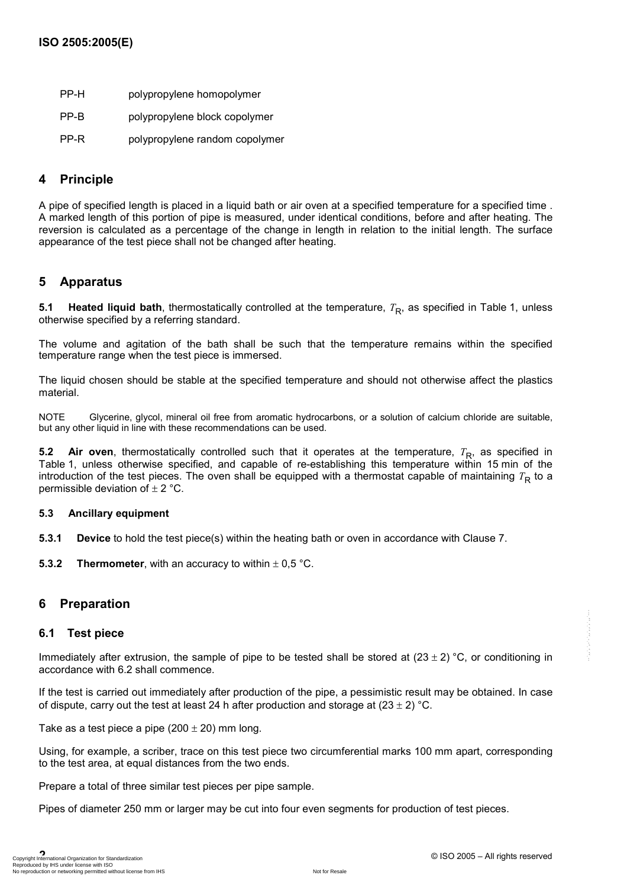PP-H polypropylene homopolymer

PP-B polypropylene block copolymer

PP-R polypropylene random copolymer

## 4 Principle

A pipe of specified length is placed in a liquid bath or air oven at a specified temperature for a specified time . A marked length of this portion of pipe is measured, under identical conditions, before and after heating. The reversion is calculated as a percentage of the change in length in relation to the initial length. The surface appearance of the test piece shall not be changed after heating.

## 5 Apparatus

**5.1 Heated liquid bath**, thermostatically controlled at the temperature, $T_R$, as specified in Table 1, unless otherwise specified by a referring standard.

The volume and agitation of the bath shall be such that the temperature remains within the specified temperature range when the test piece is immersed.

The liquid chosen should be stable at the specified temperature and should not otherwise affect the plastics material.

NOTE Glycerine, glycol, mineral oil free from aromatic hydrocarbons, or a solution of calcium chloride are suitable, but any other liquid in line with these recommendations can be used.

**5.2 Air oven**, thermostatically controlled such that it operates at the temperature, $T_R$, as specified in Table 1, unless otherwise specified, and capable of re-establishing this temperature within 15 min of the introduction of the test pieces. The oven shall be equipped with a thermostat capable of maintaining $T_R$ to a permissible deviation of ± 2 °C.

### 5.3 Ancillary equipment

**5.3.1 Device** to hold the test piece(s) within the heating bath or oven in accordance with Clause 7.

**5.3.2 Thermometer**, with an accuracy to within ± 0,5 °C.

## 6 Preparation

### 6.1 Test piece

Immediately after extrusion, the sample of pipe to be tested shall be stored at (23 ± 2) °C, or conditioning in accordance with 6.2 shall commence.

If the test is carried out immediately after production of the pipe, a pessimistic result may be obtained. In case of dispute, carry out the test at least 24 h after production and storage at (23 ± 2) °C.

Take as a test piece a pipe (200 ± 20) mm long.

Using, for example, a scriber, trace on this test piece two circumferential marks 100 mm apart, corresponding to the test area, at equal distances from the two ends.

Prepare a total of three similar test pieces per pipe sample.

Pipes of diameter 250 mm or larger may be cut into four even segments for production of test pieces.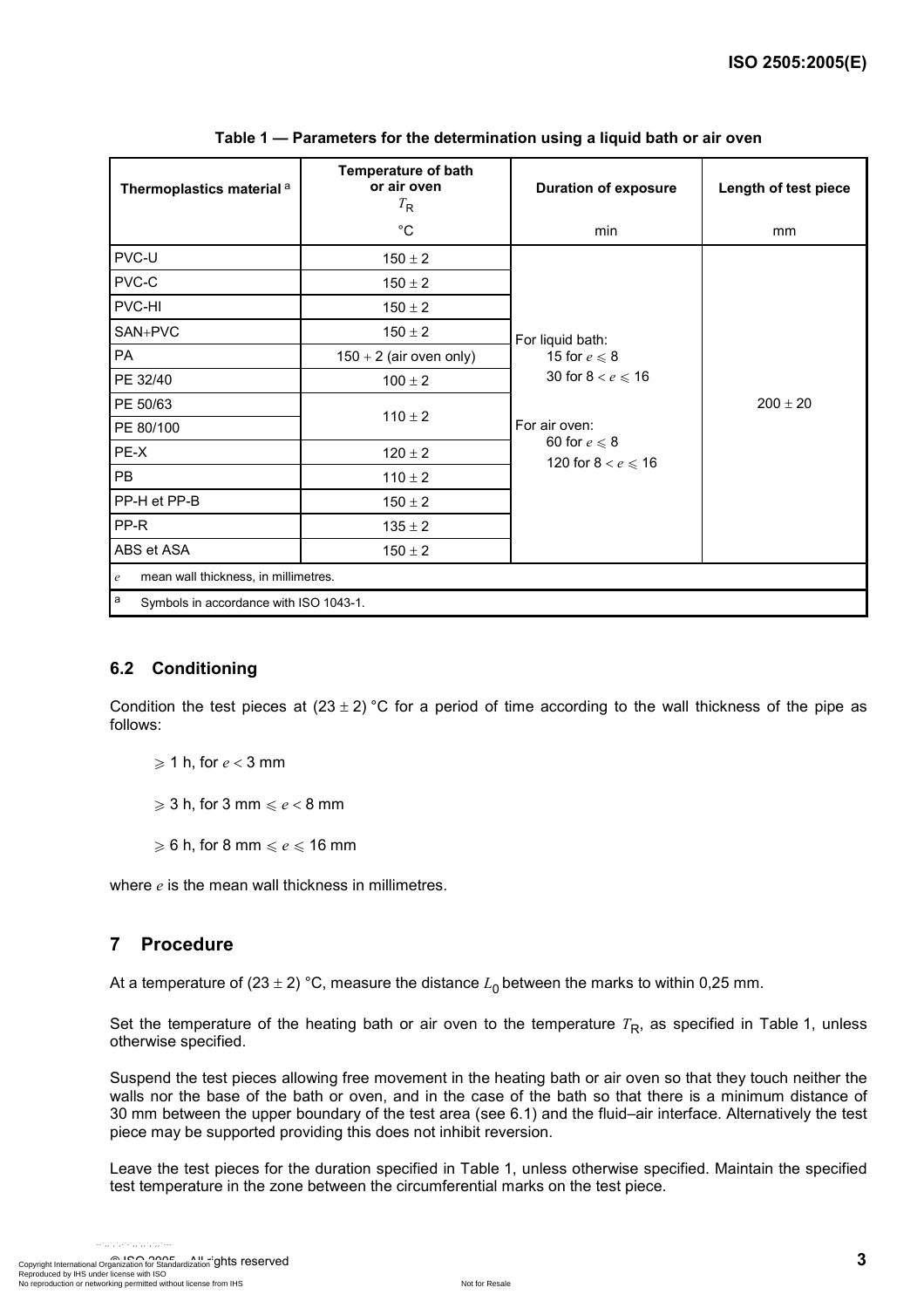**Table 1 — Parameters for the determination using a liquid bath or air oven**

| Thermoplastics material [a] | Temperature of bath or air oven $T_R$ °C | Duration of exposure min | Length of test piece mm |
|---|---|---|---|
| PVC-U | 150 ± 2 | For liquid bath: 15 for $e \leqslant 8$; 30 for $8 < e \leqslant 16$ For air oven: 60 for $e \leqslant 8$; 120 for $8 < e \leqslant 16$ | 200 ± 20 |
| PVC-C | 150 ± 2 | | |
| PVC-HI | 150 ± 2 | | |
| SAN+PVC | 150 ± 2 | | |
| PA | 150 + 2 (air oven only) | | |
| PE 32/40 | 100 ± 2 | | |
| PE 50/63 | 110 ± 2 | | |
| PE 80/100 | | | |
| PE-X | 120 ± 2 | | |
| PB | 110 ± 2 | | |
| PP-H et PP-B | 150 ± 2 | | |
| PP-R | 135 ± 2 | | |
| ABS et ASA | 150 ± 2 | | |

$e$ mean wall thickness, in millimetres.

[a] Symbols in accordance with ISO 1043-1.

### 6.2 Conditioning

Condition the test pieces at (23 ± 2) °C for a period of time according to the wall thickness of the pipe as follows:

$\geqslant$ 1 h, for $e < 3$ mm

$\geqslant$ 3 h, for 3 mm $\leqslant e <$ 8 mm

$\geqslant$ 6 h, for 8 mm $\leqslant e \leqslant$ 16 mm

where $e$ is the mean wall thickness in millimetres.

## 7 Procedure

At a temperature of (23 ± 2) °C, measure the distance $L_0$ between the marks to within 0,25 mm.

Set the temperature of the heating bath or air oven to the temperature $T_R$, as specified in Table 1, unless otherwise specified.

Suspend the test pieces allowing free movement in the heating bath or air oven so that they touch neither the walls nor the base of the bath or oven, and in the case of the bath so that there is a minimum distance of 30 mm between the upper boundary of the test area (see 6.1) and the fluid–air interface. Alternatively the test piece may be supported providing this does not inhibit reversion.

Leave the test pieces for the duration specified in Table 1, unless otherwise specified. Maintain the specified test temperature in the zone between the circumferential marks on the test piece.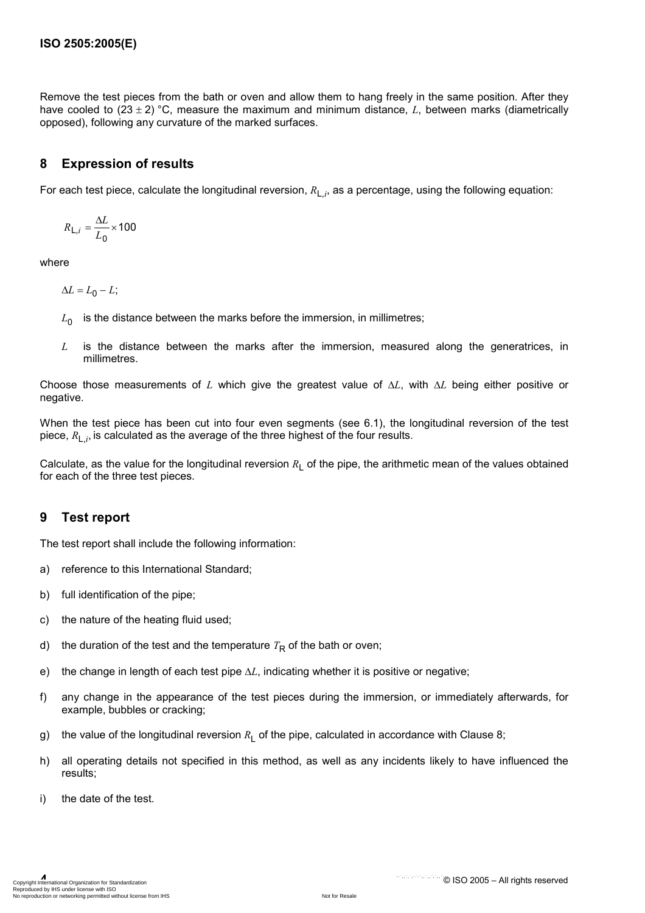Remove the test pieces from the bath or oven and allow them to hang freely in the same position. After they have cooled to (23 ± 2) °C, measure the maximum and minimum distance, $L$, between marks (diametrically opposed), following any curvature of the marked surfaces.

## 8 Expression of results

For each test piece, calculate the longitudinal reversion, $R_{\mathrm{L},i}$, as a percentage, using the following equation:

$$R_{\mathrm{L},i} = \frac{\Delta L}{L_0} \times 100$$

where

$\Delta L = L_0 - L$;

$L_0$ is the distance between the marks before the immersion, in millimetres;

$L$ is the distance between the marks after the immersion, measured along the generatrices, in millimetres.

Choose those measurements of $L$ which give the greatest value of $\Delta L$, with $\Delta L$ being either positive or negative.

When the test piece has been cut into four even segments (see 6.1), the longitudinal reversion of the test piece, $R_{\mathrm{L},i}$, is calculated as the average of the three highest of the four results.

Calculate, as the value for the longitudinal reversion $R_\mathrm{L}$ of the pipe, the arithmetic mean of the values obtained for each of the three test pieces.

## 9 Test report

The test report shall include the following information:

a) reference to this International Standard;

b) full identification of the pipe;

c) the nature of the heating fluid used;

d) the duration of the test and the temperature $T_\mathrm{R}$ of the bath or oven;

e) the change in length of each test pipe $\Delta L$, indicating whether it is positive or negative;

f) any change in the appearance of the test pieces during the immersion, or immediately afterwards, for example, bubbles or cracking;

g) the value of the longitudinal reversion $R_\mathrm{L}$ of the pipe, calculated in accordance with Clause 8;

h) all operating details not specified in this method, as well as any incidents likely to have influenced the results;

i) the date of the test.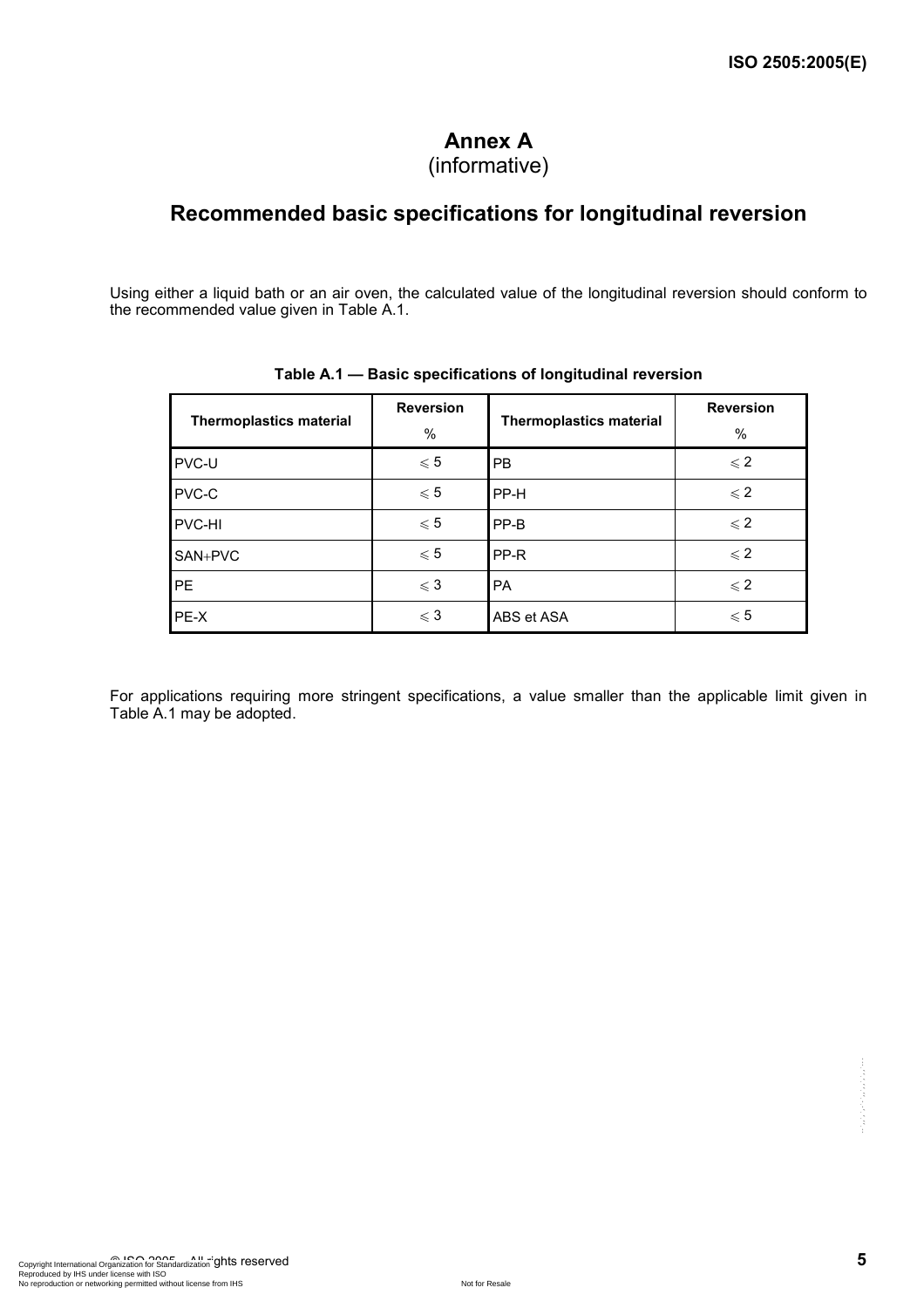# Annex A
(informative)

## Recommended basic specifications for longitudinal reversion

Using either a liquid bath or an air oven, the calculated value of the longitudinal reversion should conform to the recommended value given in Table A.1.

**Table A.1 — Basic specifications of longitudinal reversion**

| Thermoplastics material | Reversion<br>% | Thermoplastics material | Reversion<br>% |
|---|---|---|---|
| PVC-U | $\leqslant 5$ | PB | $\leqslant 2$ |
| PVC-C | $\leqslant 5$ | PP-H | $\leqslant 2$ |
| PVC-HI | $\leqslant 5$ | PP-B | $\leqslant 2$ |
| SAN+PVC | $\leqslant 5$ | PP-R | $\leqslant 2$ |
| PE | $\leqslant 3$ | PA | $\leqslant 2$ |
| PE-X | $\leqslant 3$ | ABS et ASA | $\leqslant 5$ |

For applications requiring more stringent specifications, a value smaller than the applicable limit given in Table A.1 may be adopted.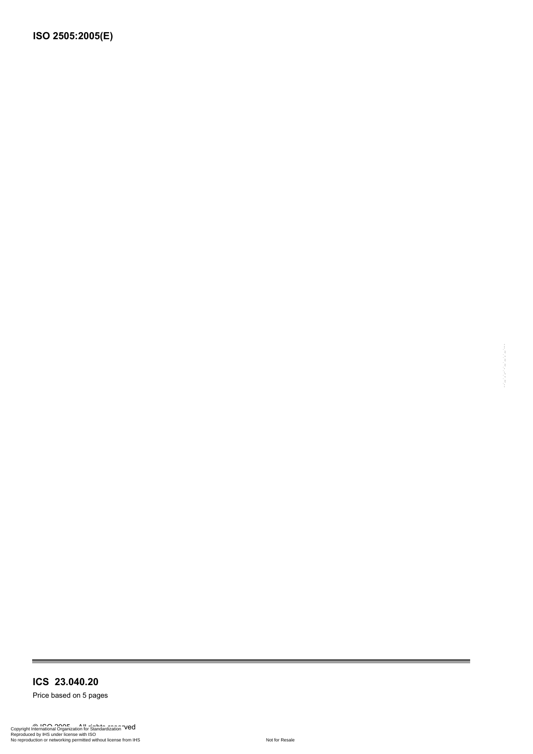**ICS 23.040.20**

Price based on 5 pages